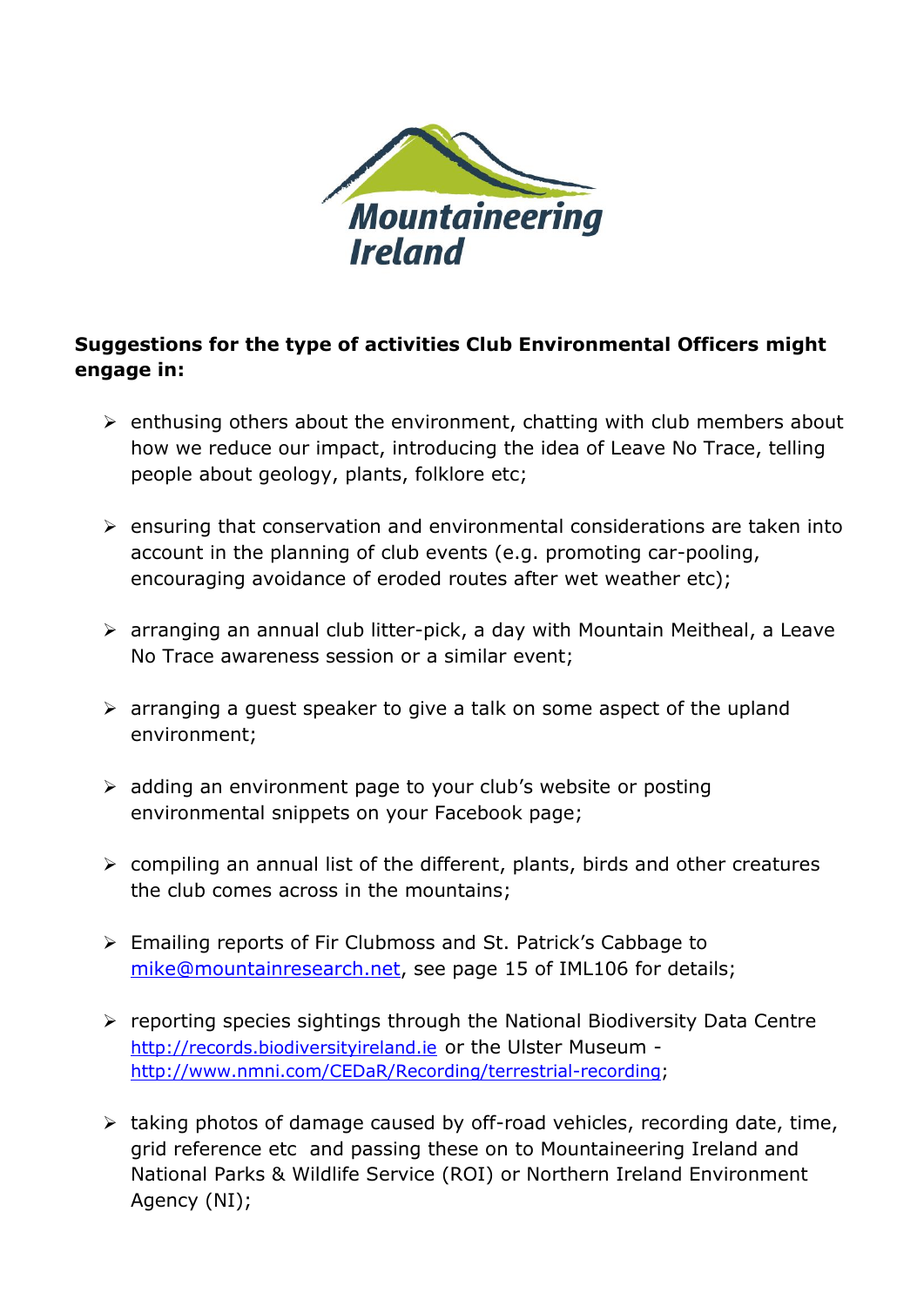Mountaineering Ireland

**Suggestions for the type of activities Club Environmental Officers might engage in:**

- enthusing others about the environment, chatting with club members about how we reduce our impact, introducing the idea of Leave No Trace, telling people about geology, plants, folklore etc;
- ensuring that conservation and environmental considerations are taken into account in the planning of club events (e.g. promoting car-pooling, encouraging avoidance of eroded routes after wet weather etc);
- arranging an annual club litter-pick, a day with Mountain Meitheal, a Leave No Trace awareness session or a similar event;
- arranging a guest speaker to give a talk on some aspect of the upland environment;
- adding an environment page to your club's website or posting environmental snippets on your Facebook page;
- compiling an annual list of the different, plants, birds and other creatures the club comes across in the mountains;
- Emailing reports of Fir Clubmoss and St. Patrick's Cabbage to mike@mountainresearch.net, see page 15 of IML106 for details;
- reporting species sightings through the National Biodiversity Data Centre http://records.biodiversityireland.ie or the Ulster Museum - http://www.nmni.com/CEDaR/Recording/terrestrial-recording;
- taking photos of damage caused by off-road vehicles, recording date, time, grid reference etc and passing these on to Mountaineering Ireland and National Parks & Wildlife Service (ROI) or Northern Ireland Environment Agency (NI);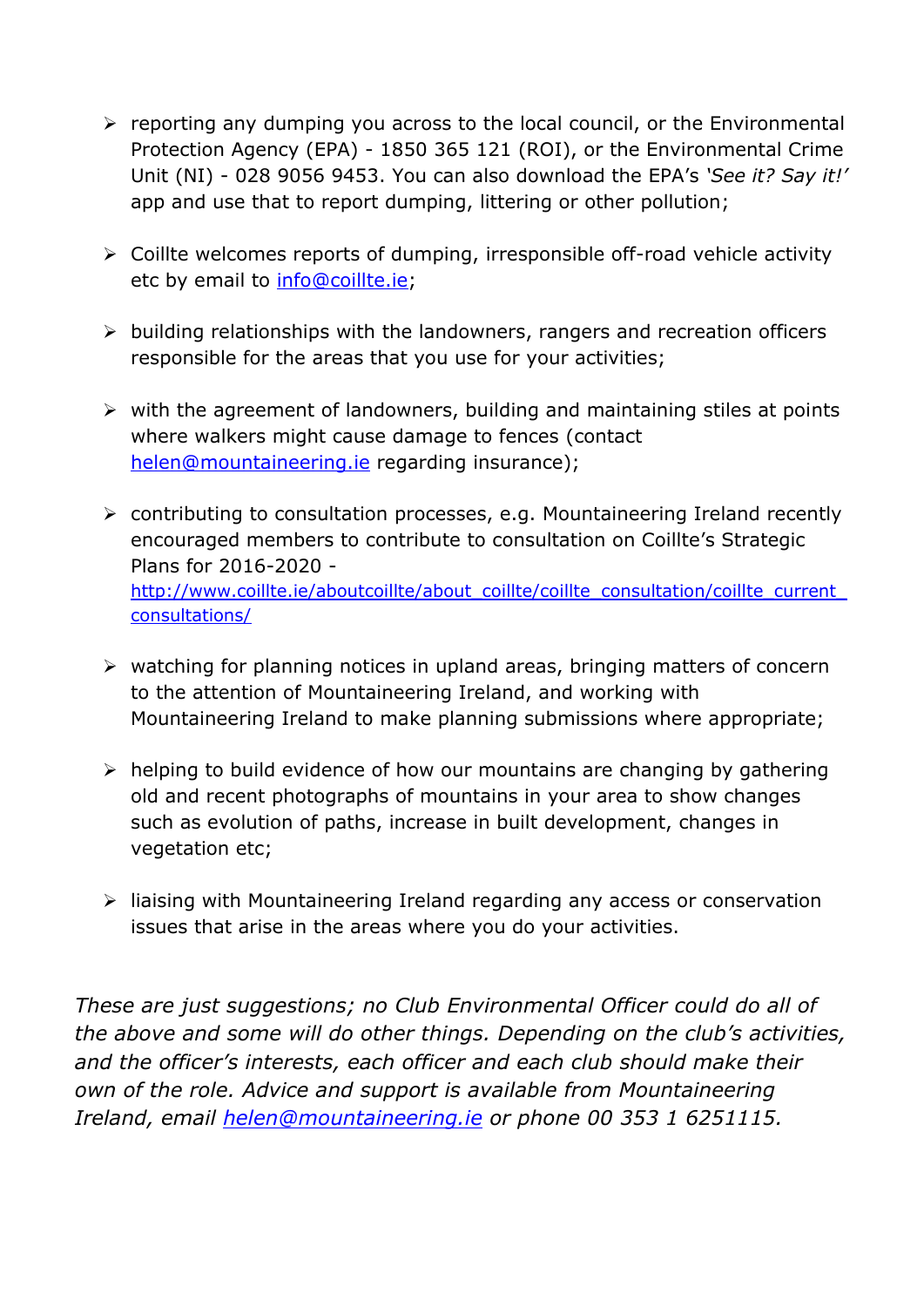- reporting any dumping you across to the local council, or the Environmental Protection Agency (EPA) - 1850 365 121 (ROI), or the Environmental Crime Unit (NI) - 028 9056 9453. You can also download the EPA's *'See it? Say it!'* app and use that to report dumping, littering or other pollution;

- Coillte welcomes reports of dumping, irresponsible off-road vehicle activity etc by email to info@coillte.ie;

- building relationships with the landowners, rangers and recreation officers responsible for the areas that you use for your activities;

- with the agreement of landowners, building and maintaining stiles at points where walkers might cause damage to fences (contact helen@mountaineering.ie regarding insurance);

- contributing to consultation processes, e.g. Mountaineering Ireland recently encouraged members to contribute to consultation on Coillte's Strategic Plans for 2016-2020 - http://www.coillte.ie/aboutcoillte/about_coillte/coillte_consultation/coillte_current_consultations/

- watching for planning notices in upland areas, bringing matters of concern to the attention of Mountaineering Ireland, and working with Mountaineering Ireland to make planning submissions where appropriate;

- helping to build evidence of how our mountains are changing by gathering old and recent photographs of mountains in your area to show changes such as evolution of paths, increase in built development, changes in vegetation etc;

- liaising with Mountaineering Ireland regarding any access or conservation issues that arise in the areas where you do your activities.

*These are just suggestions; no Club Environmental Officer could do all of the above and some will do other things. Depending on the club's activities, and the officer's interests, each officer and each club should make their own of the role. Advice and support is available from Mountaineering Ireland, email helen@mountaineering.ie or phone 00 353 1 6251115.*